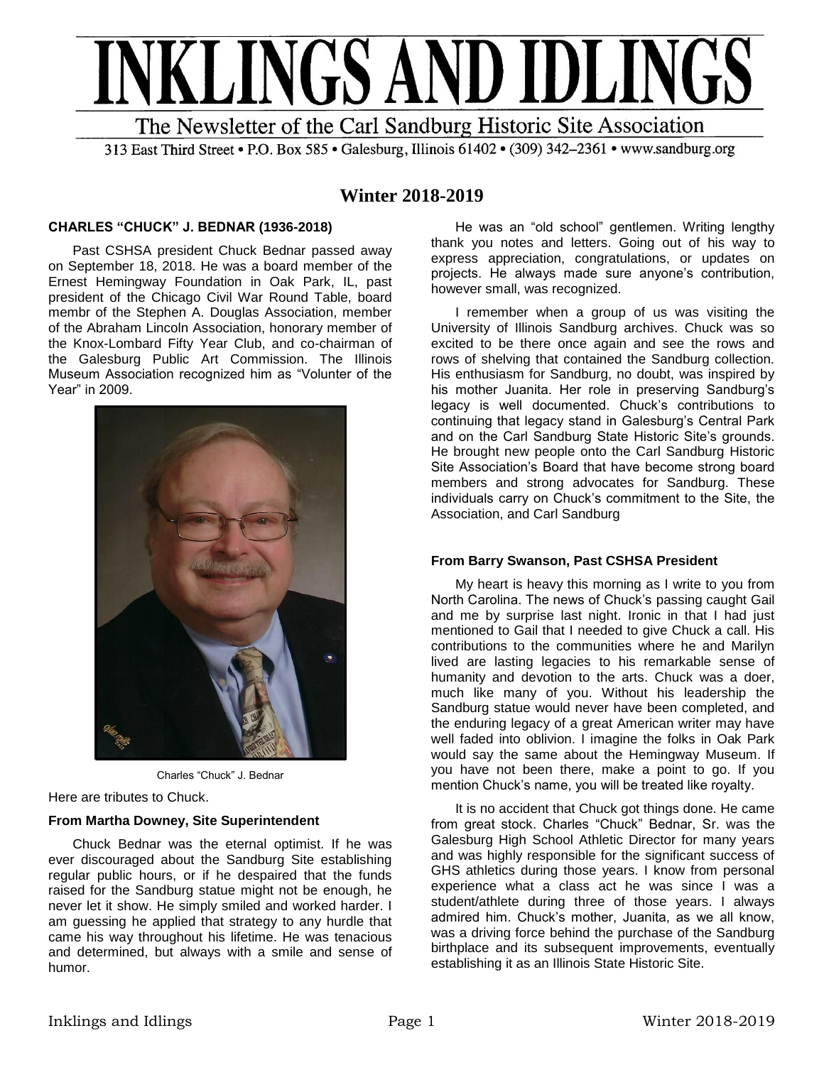# INKLINGS AND IDLINGS

The Newsletter of the Carl Sandburg Historic Site Association

313 East Third Street • P.O. Box 585 • Galesburg, Illinois 61402 • (309) 342–2361 • www.sandburg.org

## Winter 2018-2019

### CHARLES "CHUCK" J. BEDNAR (1936-2018)

Past CSHSA president Chuck Bednar passed away on September 18, 2018. He was a board member of the Ernest Hemingway Foundation in Oak Park, IL, past president of the Chicago Civil War Round Table, board membr of the Stephen A. Douglas Association, member of the Abraham Lincoln Association, honorary member of the Knox-Lombard Fifty Year Club, and co-chairman of the Galesburg Public Art Commission. The Illinois Museum Association recognized him as "Volunter of the Year" in 2009.

Charles "Chuck" J. Bednar

Here are tributes to Chuck.

**From Martha Downey, Site Superintendent**

Chuck Bednar was the eternal optimist. If he was ever discouraged about the Sandburg Site establishing regular public hours, or if he despaired that the funds raised for the Sandburg statue might not be enough, he never let it show. He simply smiled and worked harder. I am guessing he applied that strategy to any hurdle that came his way throughout his lifetime. He was tenacious and determined, but always with a smile and sense of humor.

He was an "old school" gentlemen. Writing lengthy thank you notes and letters. Going out of his way to express appreciation, congratulations, or updates on projects. He always made sure anyone's contribution, however small, was recognized.

I remember when a group of us was visiting the University of Illinois Sandburg archives. Chuck was so excited to be there once again and see the rows and rows of shelving that contained the Sandburg collection. His enthusiasm for Sandburg, no doubt, was inspired by his mother Juanita. Her role in preserving Sandburg's legacy is well documented. Chuck's contributions to continuing that legacy stand in Galesburg's Central Park and on the Carl Sandburg State Historic Site's grounds. He brought new people onto the Carl Sandburg Historic Site Association's Board that have become strong board members and strong advocates for Sandburg. These individuals carry on Chuck's commitment to the Site, the Association, and Carl Sandburg

**From Barry Swanson, Past CSHSA President**

My heart is heavy this morning as I write to you from North Carolina. The news of Chuck's passing caught Gail and me by surprise last night. Ironic in that I had just mentioned to Gail that I needed to give Chuck a call. His contributions to the communities where he and Marilyn lived are lasting legacies to his remarkable sense of humanity and devotion to the arts. Chuck was a doer, much like many of you. Without his leadership the Sandburg statue would never have been completed, and the enduring legacy of a great American writer may have well faded into oblivion. I imagine the folks in Oak Park would say the same about the Hemingway Museum. If you have not been there, make a point to go. If you mention Chuck's name, you will be treated like royalty.

It is no accident that Chuck got things done. He came from great stock. Charles "Chuck" Bednar, Sr. was the Galesburg High School Athletic Director for many years and was highly responsible for the significant success of GHS athletics during those years. I know from personal experience what a class act he was since I was a student/athlete during three of those years. I always admired him. Chuck's mother, Juanita, as we all know, was a driving force behind the purchase of the Sandburg birthplace and its subsequent improvements, eventually establishing it as an Illinois State Historic Site.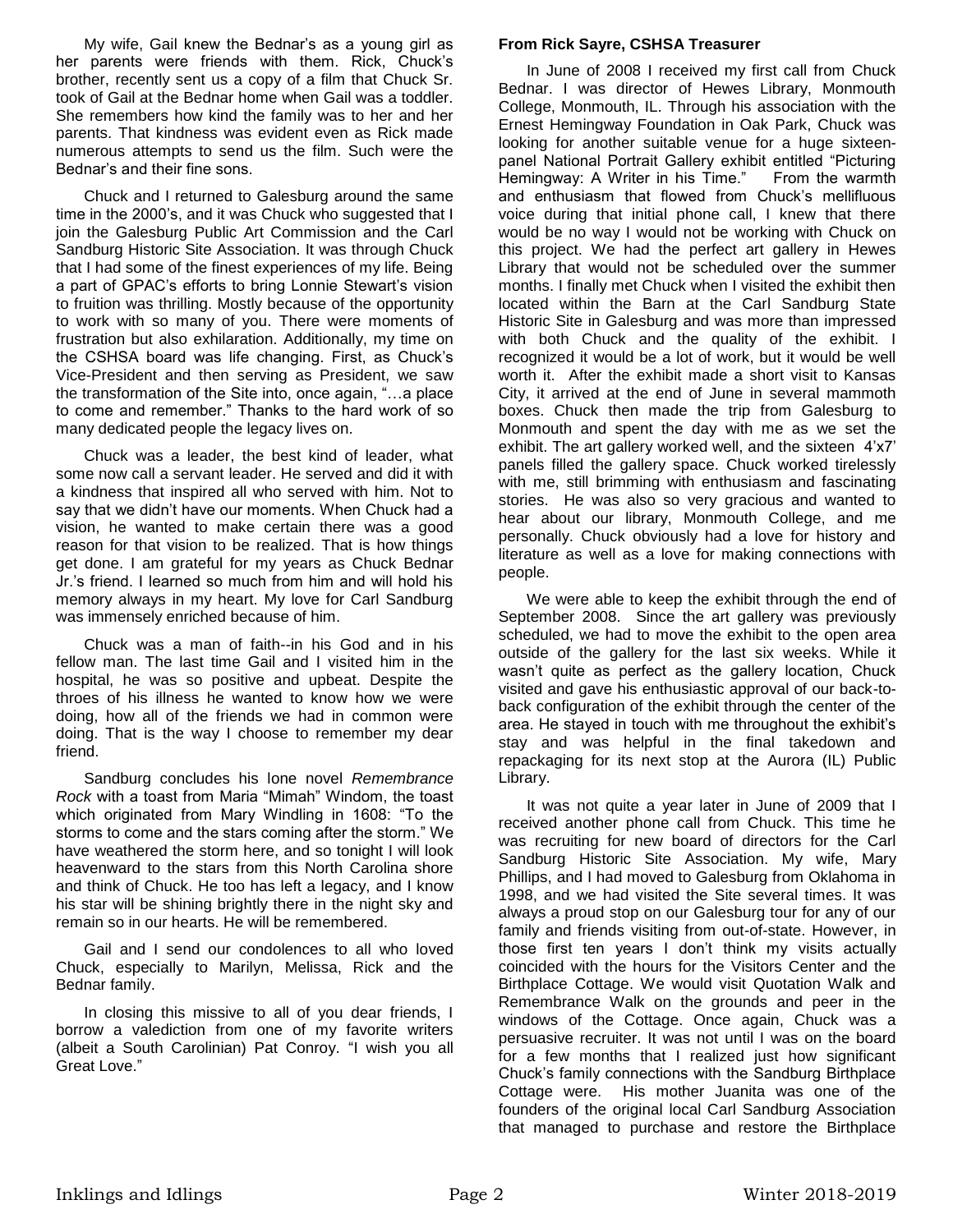My wife, Gail knew the Bednar's as a young girl as her parents were friends with them. Rick, Chuck's brother, recently sent us a copy of a film that Chuck Sr. took of Gail at the Bednar home when Gail was a toddler. She remembers how kind the family was to her and her parents. That kindness was evident even as Rick made numerous attempts to send us the film. Such were the Bednar's and their fine sons.

Chuck and I returned to Galesburg around the same time in the 2000's, and it was Chuck who suggested that I join the Galesburg Public Art Commission and the Carl Sandburg Historic Site Association. It was through Chuck that I had some of the finest experiences of my life. Being a part of GPAC's efforts to bring Lonnie Stewart's vision to fruition was thrilling. Mostly because of the opportunity to work with so many of you. There were moments of frustration but also exhilaration. Additionally, my time on the CSHSA board was life changing. First, as Chuck's Vice-President and then serving as President, we saw the transformation of the Site into, once again, "…a place to come and remember." Thanks to the hard work of so many dedicated people the legacy lives on.

Chuck was a leader, the best kind of leader, what some now call a servant leader. He served and did it with a kindness that inspired all who served with him. Not to say that we didn't have our moments. When Chuck had a vision, he wanted to make certain there was a good reason for that vision to be realized. That is how things get done. I am grateful for my years as Chuck Bednar Jr.'s friend. I learned so much from him and will hold his memory always in my heart. My love for Carl Sandburg was immensely enriched because of him.

Chuck was a man of faith--in his God and in his fellow man. The last time Gail and I visited him in the hospital, he was so positive and upbeat. Despite the throes of his illness he wanted to know how we were doing, how all of the friends we had in common were doing. That is the way I choose to remember my dear friend.

Sandburg concludes his lone novel *Remembrance Rock* with a toast from Maria "Mimah" Windom, the toast which originated from Mary Windling in 1608: "To the storms to come and the stars coming after the storm." We have weathered the storm here, and so tonight I will look heavenward to the stars from this North Carolina shore and think of Chuck. He too has left a legacy, and I know his star will be shining brightly there in the night sky and remain so in our hearts. He will be remembered.

Gail and I send our condolences to all who loved Chuck, especially to Marilyn, Melissa, Rick and the Bednar family.

In closing this missive to all of you dear friends, I borrow a valediction from one of my favorite writers (albeit a South Carolinian) Pat Conroy. "I wish you all Great Love."

**From Rick Sayre, CSHSA Treasurer**

In June of 2008 I received my first call from Chuck Bednar. I was director of Hewes Library, Monmouth College, Monmouth, IL. Through his association with the Ernest Hemingway Foundation in Oak Park, Chuck was looking for another suitable venue for a huge sixteen-panel National Portrait Gallery exhibit entitled "Picturing Hemingway: A Writer in his Time." From the warmth and enthusiasm that flowed from Chuck's mellifluous voice during that initial phone call, I knew that there would be no way I would not be working with Chuck on this project. We had the perfect art gallery in Hewes Library that would not be scheduled over the summer months. I finally met Chuck when I visited the exhibit then located within the Barn at the Carl Sandburg State Historic Site in Galesburg and was more than impressed with both Chuck and the quality of the exhibit. I recognized it would be a lot of work, but it would be well worth it. After the exhibit made a short visit to Kansas City, it arrived at the end of June in several mammoth boxes. Chuck then made the trip from Galesburg to Monmouth and spent the day with me as we set the exhibit. The art gallery worked well, and the sixteen 4'x7' panels filled the gallery space. Chuck worked tirelessly with me, still brimming with enthusiasm and fascinating stories. He was also so very gracious and wanted to hear about our library, Monmouth College, and me personally. Chuck obviously had a love for history and literature as well as a love for making connections with people.

We were able to keep the exhibit through the end of September 2008. Since the art gallery was previously scheduled, we had to move the exhibit to the open area outside of the gallery for the last six weeks. While it wasn't quite as perfect as the gallery location, Chuck visited and gave his enthusiastic approval of our back-to-back configuration of the exhibit through the center of the area. He stayed in touch with me throughout the exhibit's stay and was helpful in the final takedown and repackaging for its next stop at the Aurora (IL) Public Library.

It was not quite a year later in June of 2009 that I received another phone call from Chuck. This time he was recruiting for new board of directors for the Carl Sandburg Historic Site Association. My wife, Mary Phillips, and I had moved to Galesburg from Oklahoma in 1998, and we had visited the Site several times. It was always a proud stop on our Galesburg tour for any of our family and friends visiting from out-of-state. However, in those first ten years I don't think my visits actually coincided with the hours for the Visitors Center and the Birthplace Cottage. We would visit Quotation Walk and Remembrance Walk on the grounds and peer in the windows of the Cottage. Once again, Chuck was a persuasive recruiter. It was not until I was on the board for a few months that I realized just how significant Chuck's family connections with the Sandburg Birthplace Cottage were. His mother Juanita was one of the founders of the original local Carl Sandburg Association that managed to purchase and restore the Birthplace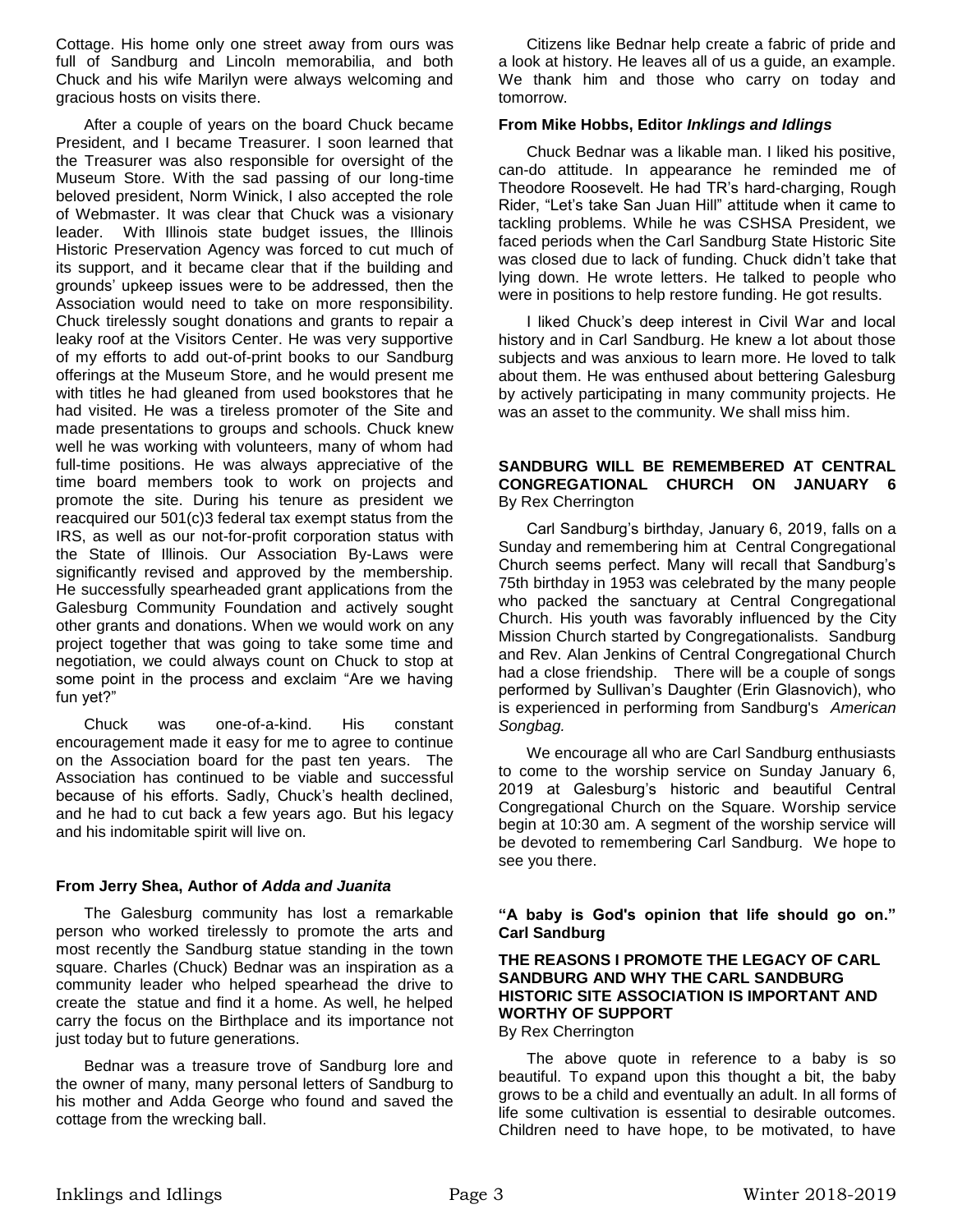Cottage. His home only one street away from ours was full of Sandburg and Lincoln memorabilia, and both Chuck and his wife Marilyn were always welcoming and gracious hosts on visits there.

After a couple of years on the board Chuck became President, and I became Treasurer. I soon learned that the Treasurer was also responsible for oversight of the Museum Store. With the sad passing of our long-time beloved president, Norm Winick, I also accepted the role of Webmaster. It was clear that Chuck was a visionary leader. With Illinois state budget issues, the Illinois Historic Preservation Agency was forced to cut much of its support, and it became clear that if the building and grounds' upkeep issues were to be addressed, then the Association would need to take on more responsibility. Chuck tirelessly sought donations and grants to repair a leaky roof at the Visitors Center. He was very supportive of my efforts to add out-of-print books to our Sandburg offerings at the Museum Store, and he would present me with titles he had gleaned from used bookstores that he had visited. He was a tireless promoter of the Site and made presentations to groups and schools. Chuck knew well he was working with volunteers, many of whom had full-time positions. He was always appreciative of the time board members took to work on projects and promote the site. During his tenure as president we reacquired our 501(c)3 federal tax exempt status from the IRS, as well as our not-for-profit corporation status with the State of Illinois. Our Association By-Laws were significantly revised and approved by the membership. He successfully spearheaded grant applications from the Galesburg Community Foundation and actively sought other grants and donations. When we would work on any project together that was going to take some time and negotiation, we could always count on Chuck to stop at some point in the process and exclaim "Are we having fun yet?"

Chuck was one-of-a-kind. His constant encouragement made it easy for me to agree to continue on the Association board for the past ten years. The Association has continued to be viable and successful because of his efforts. Sadly, Chuck's health declined, and he had to cut back a few years ago. But his legacy and his indomitable spirit will live on.

**From Jerry Shea, Author of *Adda and Juanita***

The Galesburg community has lost a remarkable person who worked tirelessly to promote the arts and most recently the Sandburg statue standing in the town square. Charles (Chuck) Bednar was an inspiration as a community leader who helped spearhead the drive to create the statue and find it a home. As well, he helped carry the focus on the Birthplace and its importance not just today but to future generations.

Bednar was a treasure trove of Sandburg lore and the owner of many, many personal letters of Sandburg to his mother and Adda George who found and saved the cottage from the wrecking ball.

Citizens like Bednar help create a fabric of pride and a look at history. He leaves all of us a guide, an example. We thank him and those who carry on today and tomorrow.

**From Mike Hobbs, Editor *Inklings and Idlings***

Chuck Bednar was a likable man. I liked his positive, can-do attitude. In appearance he reminded me of Theodore Roosevelt. He had TR's hard-charging, Rough Rider, "Let's take San Juan Hill" attitude when it came to tackling problems. While he was CSHSA President, we faced periods when the Carl Sandburg State Historic Site was closed due to lack of funding. Chuck didn't take that lying down. He wrote letters. He talked to people who were in positions to help restore funding. He got results.

I liked Chuck's deep interest in Civil War and local history and in Carl Sandburg. He knew a lot about those subjects and was anxious to learn more. He loved to talk about them. He was enthused about bettering Galesburg by actively participating in many community projects. He was an asset to the community. We shall miss him.

**SANDBURG WILL BE REMEMBERED AT CENTRAL CONGREGATIONAL CHURCH ON JANUARY 6**
By Rex Cherrington

Carl Sandburg's birthday, January 6, 2019, falls on a Sunday and remembering him at Central Congregational Church seems perfect. Many will recall that Sandburg's 75th birthday in 1953 was celebrated by the many people who packed the sanctuary at Central Congregational Church. His youth was favorably influenced by the City Mission Church started by Congregationalists. Sandburg and Rev. Alan Jenkins of Central Congregational Church had a close friendship. There will be a couple of songs performed by Sullivan's Daughter (Erin Glasnovich), who is experienced in performing from Sandburg's *American Songbag.*

We encourage all who are Carl Sandburg enthusiasts to come to the worship service on Sunday January 6, 2019 at Galesburg's historic and beautiful Central Congregational Church on the Square. Worship service begin at 10:30 am. A segment of the worship service will be devoted to remembering Carl Sandburg. We hope to see you there.

**"A baby is God's opinion that life should go on." Carl Sandburg**

**THE REASONS I PROMOTE THE LEGACY OF CARL SANDBURG AND WHY THE CARL SANDBURG HISTORIC SITE ASSOCIATION IS IMPORTANT AND WORTHY OF SUPPORT**
By Rex Cherrington

The above quote in reference to a baby is so beautiful. To expand upon this thought a bit, the baby grows to be a child and eventually an adult. In all forms of life some cultivation is essential to desirable outcomes. Children need to have hope, to be motivated, to have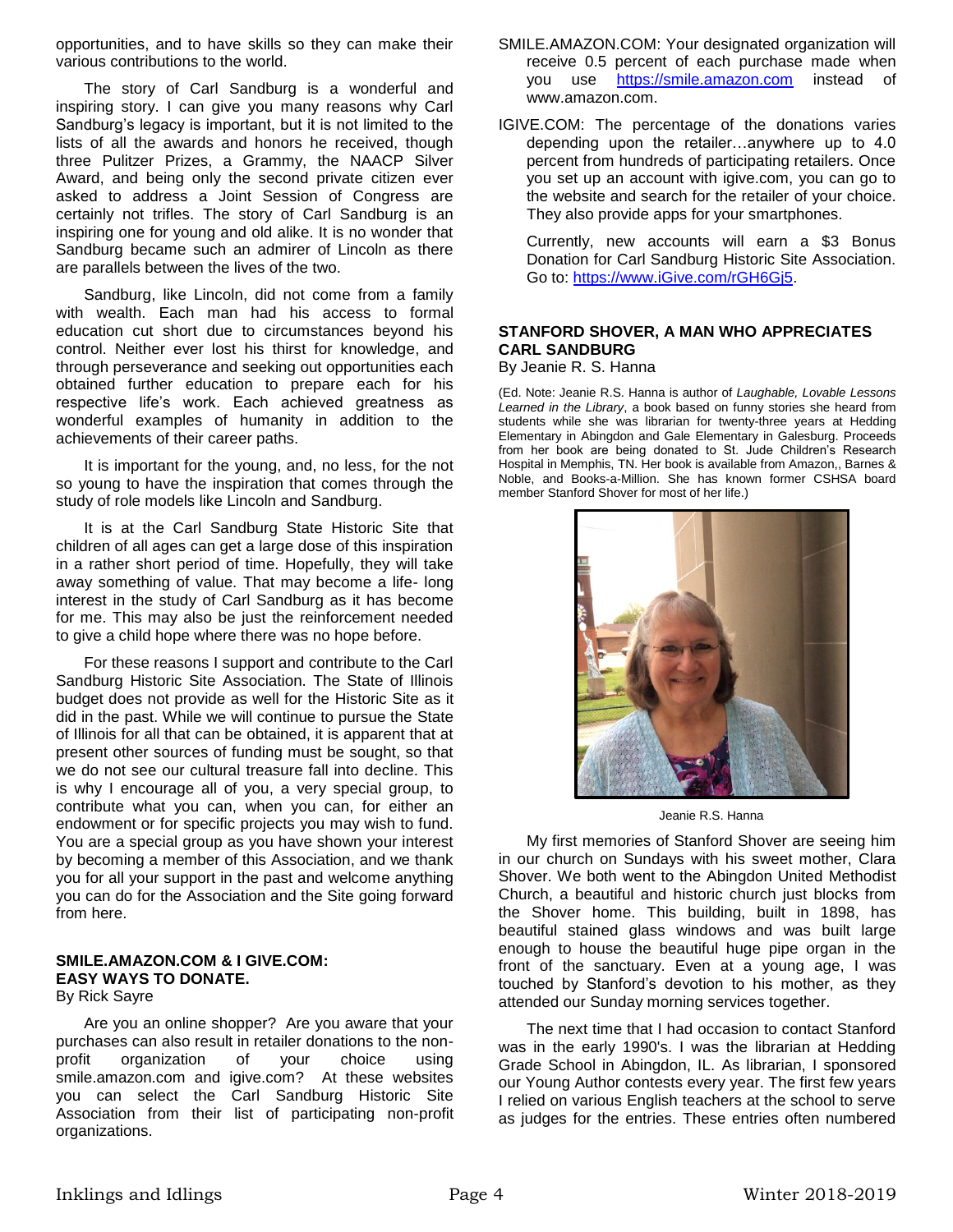opportunities, and to have skills so they can make their various contributions to the world.

The story of Carl Sandburg is a wonderful and inspiring story. I can give you many reasons why Carl Sandburg's legacy is important, but it is not limited to the lists of all the awards and honors he received, though three Pulitzer Prizes, a Grammy, the NAACP Silver Award, and being only the second private citizen ever asked to address a Joint Session of Congress are certainly not trifles. The story of Carl Sandburg is an inspiring one for young and old alike. It is no wonder that Sandburg became such an admirer of Lincoln as there are parallels between the lives of the two.

Sandburg, like Lincoln, did not come from a family with wealth. Each man had his access to formal education cut short due to circumstances beyond his control. Neither ever lost his thirst for knowledge, and through perseverance and seeking out opportunities each obtained further education to prepare each for his respective life's work. Each achieved greatness as wonderful examples of humanity in addition to the achievements of their career paths.

It is important for the young, and, no less, for the not so young to have the inspiration that comes through the study of role models like Lincoln and Sandburg.

It is at the Carl Sandburg State Historic Site that children of all ages can get a large dose of this inspiration in a rather short period of time. Hopefully, they will take away something of value. That may become a life- long interest in the study of Carl Sandburg as it has become for me. This may also be just the reinforcement needed to give a child hope where there was no hope before.

For these reasons I support and contribute to the Carl Sandburg Historic Site Association. The State of Illinois budget does not provide as well for the Historic Site as it did in the past. While we will continue to pursue the State of Illinois for all that can be obtained, it is apparent that at present other sources of funding must be sought, so that we do not see our cultural treasure fall into decline. This is why I encourage all of you, a very special group, to contribute what you can, when you can, for either an endowment or for specific projects you may wish to fund. You are a special group as you have shown your interest by becoming a member of this Association, and we thank you for all your support in the past and welcome anything you can do for the Association and the Site going forward from here.

## SMILE.AMAZON.COM & I GIVE.COM: EASY WAYS TO DONATE.

By Rick Sayre

Are you an online shopper? Are you aware that your purchases can also result in retailer donations to the non-profit organization of your choice using smile.amazon.com and igive.com? At these websites you can select the Carl Sandburg Historic Site Association from their list of participating non-profit organizations.

SMILE.AMAZON.COM: Your designated organization will receive 0.5 percent of each purchase made when you use https://smile.amazon.com instead of www.amazon.com.

IGIVE.COM: The percentage of the donations varies depending upon the retailer…anywhere up to 4.0 percent from hundreds of participating retailers. Once you set up an account with igive.com, you can go to the website and search for the retailer of your choice. They also provide apps for your smartphones.

Currently, new accounts will earn a $3 Bonus Donation for Carl Sandburg Historic Site Association. Go to: https://www.iGive.com/rGH6Gj5.

## STANFORD SHOVER, A MAN WHO APPRECIATES CARL SANDBURG

By Jeanie R. S. Hanna

(Ed. Note: Jeanie R.S. Hanna is author of *Laughable, Lovable Lessons Learned in the Library*, a book based on funny stories she heard from students while she was librarian for twenty-three years at Hedding Elementary in Abingdon and Gale Elementary in Galesburg. Proceeds from her book are being donated to St. Jude Children's Research Hospital in Memphis, TN. Her book is available from Amazon,, Barnes & Noble, and Books-a-Million. She has known former CSHSA board member Stanford Shover for most of her life.)

Jeanie R.S. Hanna

My first memories of Stanford Shover are seeing him in our church on Sundays with his sweet mother, Clara Shover. We both went to the Abingdon United Methodist Church, a beautiful and historic church just blocks from the Shover home. This building, built in 1898, has beautiful stained glass windows and was built large enough to house the beautiful huge pipe organ in the front of the sanctuary. Even at a young age, I was touched by Stanford's devotion to his mother, as they attended our Sunday morning services together.

The next time that I had occasion to contact Stanford was in the early 1990's. I was the librarian at Hedding Grade School in Abingdon, IL. As librarian, I sponsored our Young Author contests every year. The first few years I relied on various English teachers at the school to serve as judges for the entries. These entries often numbered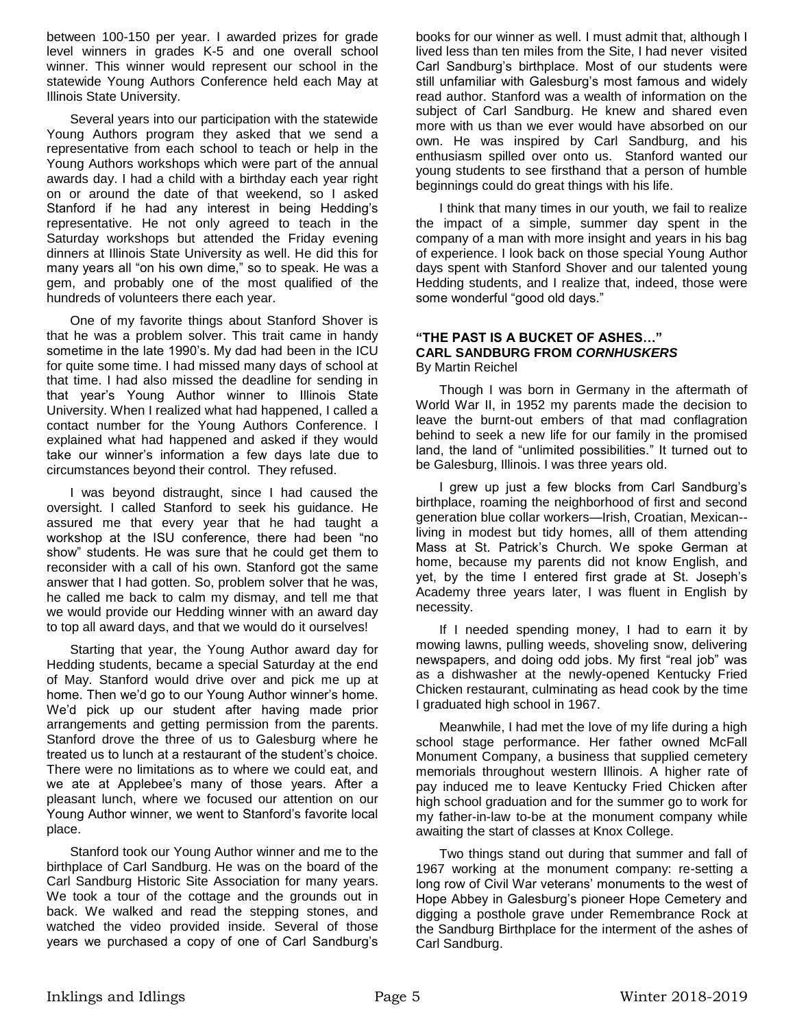between 100-150 per year. I awarded prizes for grade level winners in grades K-5 and one overall school winner. This winner would represent our school in the statewide Young Authors Conference held each May at Illinois State University.

Several years into our participation with the statewide Young Authors program they asked that we send a representative from each school to teach or help in the Young Authors workshops which were part of the annual awards day. I had a child with a birthday each year right on or around the date of that weekend, so I asked Stanford if he had any interest in being Hedding's representative. He not only agreed to teach in the Saturday workshops but attended the Friday evening dinners at Illinois State University as well. He did this for many years all "on his own dime," so to speak. He was a gem, and probably one of the most qualified of the hundreds of volunteers there each year.

One of my favorite things about Stanford Shover is that he was a problem solver. This trait came in handy sometime in the late 1990's. My dad had been in the ICU for quite some time. I had missed many days of school at that time. I had also missed the deadline for sending in that year's Young Author winner to Illinois State University. When I realized what had happened, I called a contact number for the Young Authors Conference. I explained what had happened and asked if they would take our winner's information a few days late due to circumstances beyond their control. They refused.

I was beyond distraught, since I had caused the oversight. I called Stanford to seek his guidance. He assured me that every year that he had taught a workshop at the ISU conference, there had been "no show" students. He was sure that he could get them to reconsider with a call of his own. Stanford got the same answer that I had gotten. So, problem solver that he was, he called me back to calm my dismay, and tell me that we would provide our Hedding winner with an award day to top all award days, and that we would do it ourselves!

Starting that year, the Young Author award day for Hedding students, became a special Saturday at the end of May. Stanford would drive over and pick me up at home. Then we'd go to our Young Author winner's home. We'd pick up our student after having made prior arrangements and getting permission from the parents. Stanford drove the three of us to Galesburg where he treated us to lunch at a restaurant of the student's choice. There were no limitations as to where we could eat, and we ate at Applebee's many of those years. After a pleasant lunch, where we focused our attention on our Young Author winner, we went to Stanford's favorite local place.

Stanford took our Young Author winner and me to the birthplace of Carl Sandburg. He was on the board of the Carl Sandburg Historic Site Association for many years. We took a tour of the cottage and the grounds out in back. We walked and read the stepping stones, and watched the video provided inside. Several of those years we purchased a copy of one of Carl Sandburg's books for our winner as well. I must admit that, although I lived less than ten miles from the Site, I had never visited Carl Sandburg's birthplace. Most of our students were still unfamiliar with Galesburg's most famous and widely read author. Stanford was a wealth of information on the subject of Carl Sandburg. He knew and shared even more with us than we ever would have absorbed on our own. He was inspired by Carl Sandburg, and his enthusiasm spilled over onto us. Stanford wanted our young students to see firsthand that a person of humble beginnings could do great things with his life.

I think that many times in our youth, we fail to realize the impact of a simple, summer day spent in the company of a man with more insight and years in his bag of experience. I look back on those special Young Author days spent with Stanford Shover and our talented young Hedding students, and I realize that, indeed, those were some wonderful "good old days."

**"THE PAST IS A BUCKET OF ASHES…"**
**CARL SANDBURG FROM *CORNHUSKERS***
By Martin Reichel

Though I was born in Germany in the aftermath of World War II, in 1952 my parents made the decision to leave the burnt-out embers of that mad conflagration behind to seek a new life for our family in the promised land, the land of "unlimited possibilities." It turned out to be Galesburg, Illinois. I was three years old.

I grew up just a few blocks from Carl Sandburg's birthplace, roaming the neighborhood of first and second generation blue collar workers—Irish, Croatian, Mexican--living in modest but tidy homes, alll of them attending Mass at St. Patrick's Church. We spoke German at home, because my parents did not know English, and yet, by the time I entered first grade at St. Joseph's Academy three years later, I was fluent in English by necessity.

If I needed spending money, I had to earn it by mowing lawns, pulling weeds, shoveling snow, delivering newspapers, and doing odd jobs. My first "real job" was as a dishwasher at the newly-opened Kentucky Fried Chicken restaurant, culminating as head cook by the time I graduated high school in 1967.

Meanwhile, I had met the love of my life during a high school stage performance. Her father owned McFall Monument Company, a business that supplied cemetery memorials throughout western Illinois. A higher rate of pay induced me to leave Kentucky Fried Chicken after high school graduation and for the summer go to work for my father-in-law to-be at the monument company while awaiting the start of classes at Knox College.

Two things stand out during that summer and fall of 1967 working at the monument company: re-setting a long row of Civil War veterans' monuments to the west of Hope Abbey in Galesburg's pioneer Hope Cemetery and digging a posthole grave under Remembrance Rock at the Sandburg Birthplace for the interment of the ashes of Carl Sandburg.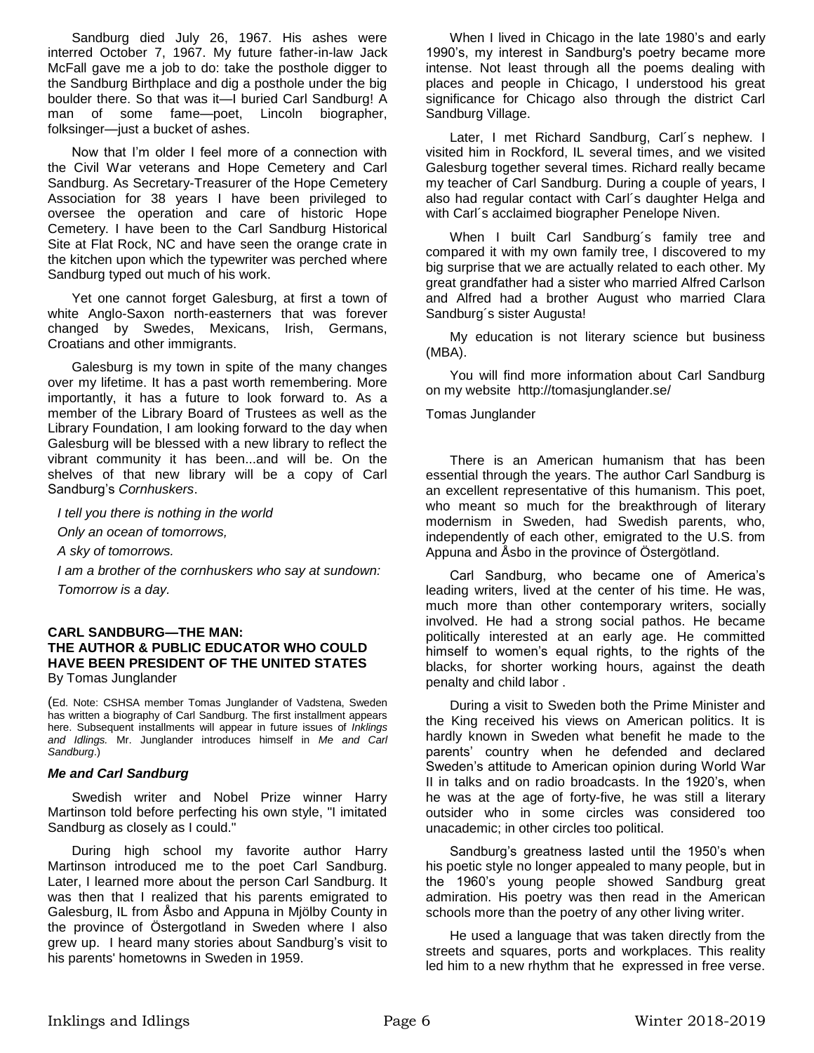Sandburg died July 26, 1967. His ashes were interred October 7, 1967. My future father-in-law Jack McFall gave me a job to do: take the posthole digger to the Sandburg Birthplace and dig a posthole under the big boulder there. So that was it—I buried Carl Sandburg! A man of some fame—poet, Lincoln biographer, folksinger—just a bucket of ashes.

Now that I'm older I feel more of a connection with the Civil War veterans and Hope Cemetery and Carl Sandburg. As Secretary-Treasurer of the Hope Cemetery Association for 38 years I have been privileged to oversee the operation and care of historic Hope Cemetery. I have been to the Carl Sandburg Historical Site at Flat Rock, NC and have seen the orange crate in the kitchen upon which the typewriter was perched where Sandburg typed out much of his work.

Yet one cannot forget Galesburg, at first a town of white Anglo-Saxon north-easterners that was forever changed by Swedes, Mexicans, Irish, Germans, Croatians and other immigrants.

Galesburg is my town in spite of the many changes over my lifetime. It has a past worth remembering. More importantly, it has a future to look forward to. As a member of the Library Board of Trustees as well as the Library Foundation, I am looking forward to the day when Galesburg will be blessed with a new library to reflect the vibrant community it has been...and will be. On the shelves of that new library will be a copy of Carl Sandburg's *Cornhuskers*.

*I tell you there is nothing in the world*
*Only an ocean of tomorrows,*
*A sky of tomorrows.*
*I am a brother of the cornhuskers who say at sundown:*
*Tomorrow is a day.*

## CARL SANDBURG—THE MAN: THE AUTHOR & PUBLIC EDUCATOR WHO COULD HAVE BEEN PRESIDENT OF THE UNITED STATES

By Tomas Junglander

(Ed. Note: CSHSA member Tomas Junglander of Vadstena, Sweden has written a biography of Carl Sandburg. The first installment appears here. Subsequent installments will appear in future issues of *Inklings and Idlings.* Mr. Junglander introduces himself in *Me and Carl Sandburg*.)

### *Me and Carl Sandburg*

Swedish writer and Nobel Prize winner Harry Martinson told before perfecting his own style, "I imitated Sandburg as closely as I could."

During high school my favorite author Harry Martinson introduced me to the poet Carl Sandburg. Later, I learned more about the person Carl Sandburg. It was then that I realized that his parents emigrated to Galesburg, IL from Åsbo and Appuna in Mjölby County in the province of Östergotland in Sweden where I also grew up. I heard many stories about Sandburg's visit to his parents' hometowns in Sweden in 1959.

When I lived in Chicago in the late 1980's and early 1990's, my interest in Sandburg's poetry became more intense. Not least through all the poems dealing with places and people in Chicago, I understood his great significance for Chicago also through the district Carl Sandburg Village.

Later, I met Richard Sandburg, Carl´s nephew. I visited him in Rockford, IL several times, and we visited Galesburg together several times. Richard really became my teacher of Carl Sandburg. During a couple of years, I also had regular contact with Carl´s daughter Helga and with Carl´s acclaimed biographer Penelope Niven.

When I built Carl Sandburg´s family tree and compared it with my own family tree, I discovered to my big surprise that we are actually related to each other. My great grandfather had a sister who married Alfred Carlson and Alfred had a brother August who married Clara Sandburg´s sister Augusta!

My education is not literary science but business (MBA).

You will find more information about Carl Sandburg on my website http://tomasjunglander.se/

Tomas Junglander

There is an American humanism that has been essential through the years. The author Carl Sandburg is an excellent representative of this humanism. This poet, who meant so much for the breakthrough of literary modernism in Sweden, had Swedish parents, who, independently of each other, emigrated to the U.S. from Appuna and Åsbo in the province of Östergötland.

Carl Sandburg, who became one of America's leading writers, lived at the center of his time. He was, much more than other contemporary writers, socially involved. He had a strong social pathos. He became politically interested at an early age. He committed himself to women's equal rights, to the rights of the blacks, for shorter working hours, against the death penalty and child labor .

During a visit to Sweden both the Prime Minister and the King received his views on American politics. It is hardly known in Sweden what benefit he made to the parents' country when he defended and declared Sweden's attitude to American opinion during World War II in talks and on radio broadcasts. In the 1920's, when he was at the age of forty-five, he was still a literary outsider who in some circles was considered too unacademic; in other circles too political.

Sandburg's greatness lasted until the 1950's when his poetic style no longer appealed to many people, but in the 1960's young people showed Sandburg great admiration. His poetry was then read in the American schools more than the poetry of any other living writer.

He used a language that was taken directly from the streets and squares, ports and workplaces. This reality led him to a new rhythm that he expressed in free verse.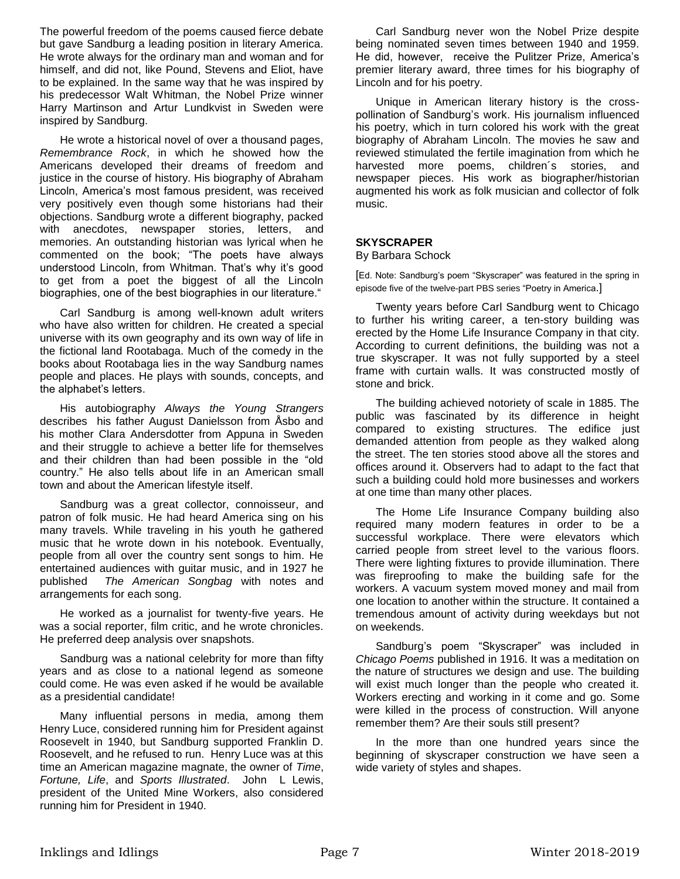The powerful freedom of the poems caused fierce debate but gave Sandburg a leading position in literary America. He wrote always for the ordinary man and woman and for himself, and did not, like Pound, Stevens and Eliot, have to be explained. In the same way that he was inspired by his predecessor Walt Whitman, the Nobel Prize winner Harry Martinson and Artur Lundkvist in Sweden were inspired by Sandburg.

He wrote a historical novel of over a thousand pages, *Remembrance Rock*, in which he showed how the Americans developed their dreams of freedom and justice in the course of history. His biography of Abraham Lincoln, America's most famous president, was received very positively even though some historians had their objections. Sandburg wrote a different biography, packed with anecdotes, newspaper stories, letters, and memories. An outstanding historian was lyrical when he commented on the book; "The poets have always understood Lincoln, from Whitman. That's why it's good to get from a poet the biggest of all the Lincoln biographies, one of the best biographies in our literature."

Carl Sandburg is among well-known adult writers who have also written for children. He created a special universe with its own geography and its own way of life in the fictional land Rootabaga. Much of the comedy in the books about Rootabaga lies in the way Sandburg names people and places. He plays with sounds, concepts, and the alphabet's letters.

His autobiography *Always the Young Strangers* describes his father August Danielsson from Åsbo and his mother Clara Andersdotter from Appuna in Sweden and their struggle to achieve a better life for themselves and their children than had been possible in the "old country." He also tells about life in an American small town and about the American lifestyle itself.

Sandburg was a great collector, connoisseur, and patron of folk music. He had heard America sing on his many travels. While traveling in his youth he gathered music that he wrote down in his notebook. Eventually, people from all over the country sent songs to him. He entertained audiences with guitar music, and in 1927 he published *The American Songbag* with notes and arrangements for each song.

He worked as a journalist for twenty-five years. He was a social reporter, film critic, and he wrote chronicles. He preferred deep analysis over snapshots.

Sandburg was a national celebrity for more than fifty years and as close to a national legend as someone could come. He was even asked if he would be available as a presidential candidate!

Many influential persons in media, among them Henry Luce, considered running him for President against Roosevelt in 1940, but Sandburg supported Franklin D. Roosevelt, and he refused to run. Henry Luce was at this time an American magazine magnate, the owner of *Time*, *Fortune, Life*, and *Sports Illustrated*. John L Lewis, president of the United Mine Workers, also considered running him for President in 1940.

Carl Sandburg never won the Nobel Prize despite being nominated seven times between 1940 and 1959. He did, however, receive the Pulitzer Prize, America's premier literary award, three times for his biography of Lincoln and for his poetry.

Unique in American literary history is the cross-pollination of Sandburg's work. His journalism influenced his poetry, which in turn colored his work with the great biography of Abraham Lincoln. The movies he saw and reviewed stimulated the fertile imagination from which he harvested more poems, children´s stories, and newspaper pieces. His work as biographer/historian augmented his work as folk musician and collector of folk music.

## SKYSCRAPER

By Barbara Schock

[Ed. Note: Sandburg's poem "Skyscraper" was featured in the spring in episode five of the twelve-part PBS series "Poetry in America.]

Twenty years before Carl Sandburg went to Chicago to further his writing career, a ten-story building was erected by the Home Life Insurance Company in that city. According to current definitions, the building was not a true skyscraper. It was not fully supported by a steel frame with curtain walls. It was constructed mostly of stone and brick.

The building achieved notoriety of scale in 1885. The public was fascinated by its difference in height compared to existing structures. The edifice just demanded attention from people as they walked along the street. The ten stories stood above all the stores and offices around it. Observers had to adapt to the fact that such a building could hold more businesses and workers at one time than many other places.

The Home Life Insurance Company building also required many modern features in order to be a successful workplace. There were elevators which carried people from street level to the various floors. There were lighting fixtures to provide illumination. There was fireproofing to make the building safe for the workers. A vacuum system moved money and mail from one location to another within the structure. It contained a tremendous amount of activity during weekdays but not on weekends.

Sandburg's poem "Skyscraper" was included in *Chicago Poems* published in 1916. It was a meditation on the nature of structures we design and use. The building will exist much longer than the people who created it. Workers erecting and working in it come and go. Some were killed in the process of construction. Will anyone remember them? Are their souls still present?

In the more than one hundred years since the beginning of skyscraper construction we have seen a wide variety of styles and shapes.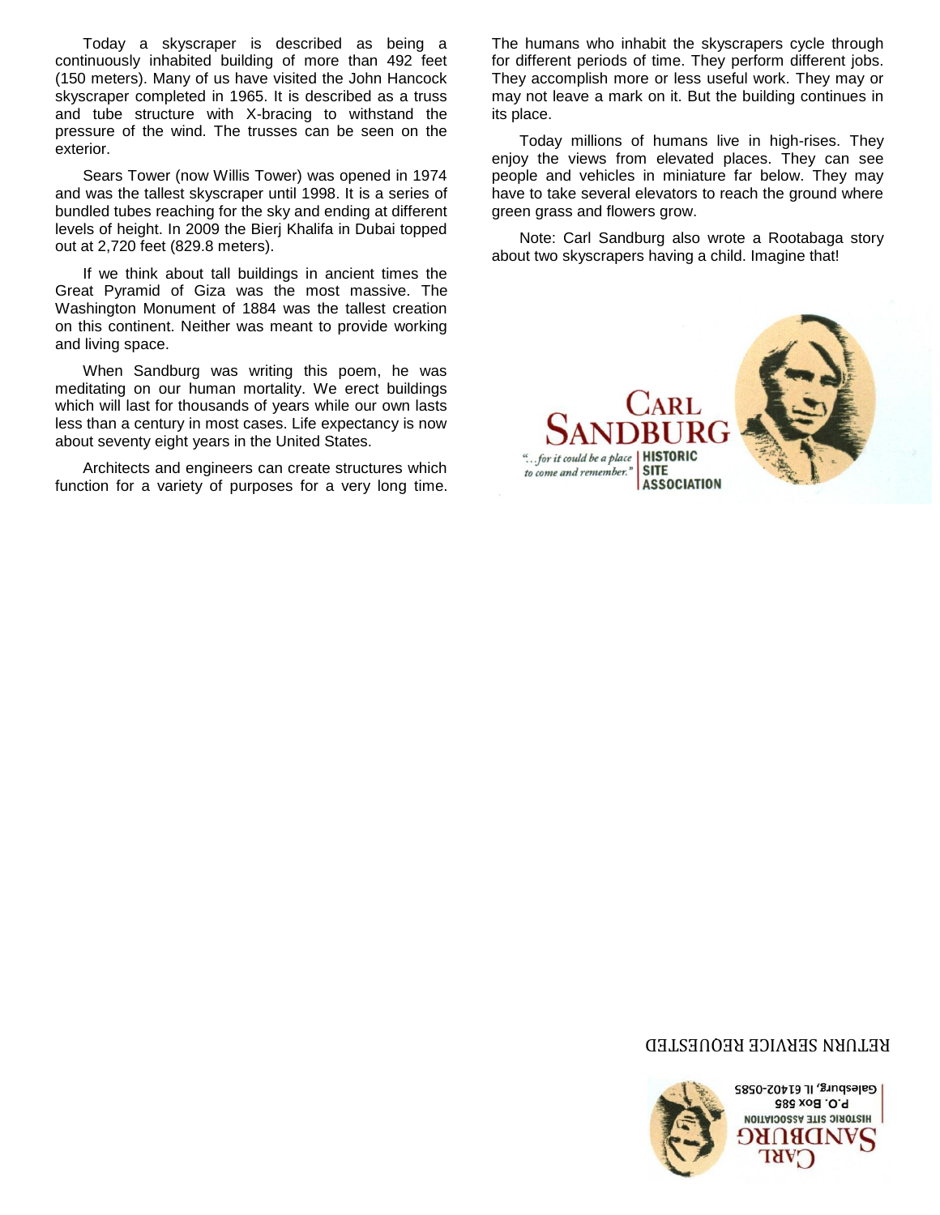Today a skyscraper is described as being a continuously inhabited building of more than 492 feet (150 meters). Many of us have visited the John Hancock skyscraper completed in 1965. It is described as a truss and tube structure with X-bracing to withstand the pressure of the wind. The trusses can be seen on the exterior.

Sears Tower (now Willis Tower) was opened in 1974 and was the tallest skyscraper until 1998. It is a series of bundled tubes reaching for the sky and ending at different levels of height. In 2009 the Bierj Khalifa in Dubai topped out at 2,720 feet (829.8 meters).

If we think about tall buildings in ancient times the Great Pyramid of Giza was the most massive. The Washington Monument of 1884 was the tallest creation on this continent. Neither was meant to provide working and living space.

When Sandburg was writing this poem, he was meditating on our human mortality. We erect buildings which will last for thousands of years while our own lasts less than a century in most cases. Life expectancy is now about seventy eight years in the United States.

Architects and engineers can create structures which function for a variety of purposes for a very long time. The humans who inhabit the skyscrapers cycle through for different periods of time. They perform different jobs. They accomplish more or less useful work. They may or may not leave a mark on it. But the building continues in its place.

Today millions of humans live in high-rises. They enjoy the views from elevated places. They can see people and vehicles in miniature far below. They may have to take several elevators to reach the ground where green grass and flowers grow.

Note: Carl Sandburg also wrote a Rootabaga story about two skyscrapers having a child. Imagine that!

CARL SANDBURG HISTORIC SITE ASSOCIATION

*"...for it could be a place to come and remember."*

RETURN SERVICE REQUESTED

CARL SANDBURG
HISTORIC SITE ASSOCIATION
P.O. Box 585
Galesburg, IL 61402-0585